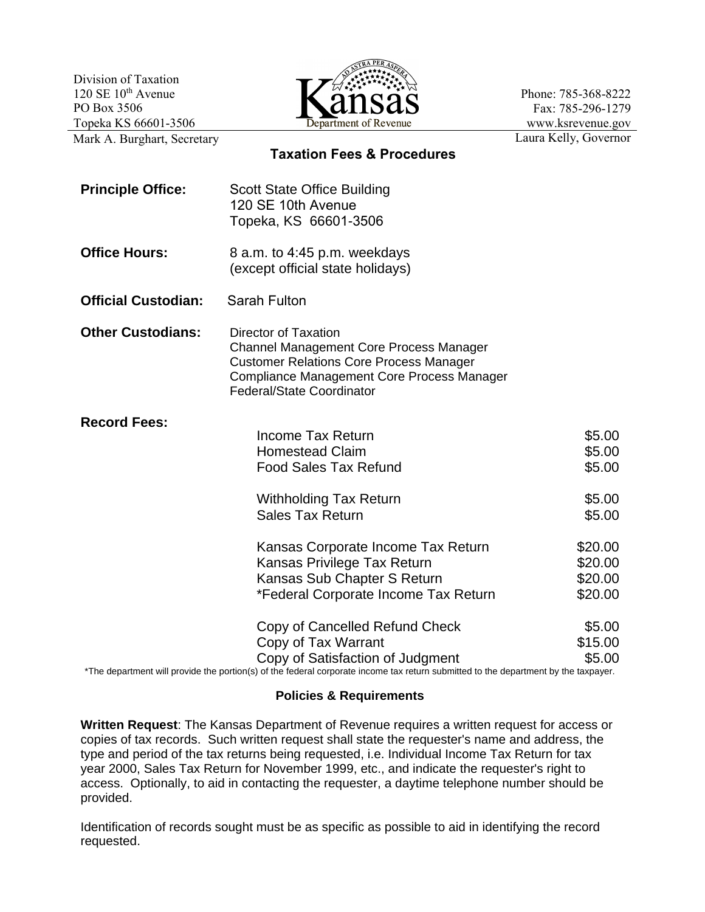Division of Taxation
120 SE 10th Avenue
PO Box 3506
Topeka KS 66601-3506
Mark A. Burghart, Secretary

Kansas
Department of Revenue

Phone: 785-368-8222
Fax: 785-296-1279
www.ksrevenue.gov
Laura Kelly, Governor

## Taxation Fees & Procedures

**Principle Office:** Scott State Office Building
120 SE 10th Avenue
Topeka, KS 66601-3506

**Office Hours:** 8 a.m. to 4:45 p.m. weekdays
(except official state holidays)

**Official Custodian:** Sarah Fulton

**Other Custodians:**
Director of Taxation
Channel Management Core Process Manager
Customer Relations Core Process Manager
Compliance Management Core Process Manager
Federal/State Coordinator

**Record Fees:**

| Record | Fee |
|---|---|
| Income Tax Return | $5.00 |
| Homestead Claim | $5.00 |
| Food Sales Tax Refund | $5.00 |
| Withholding Tax Return | $5.00 |
| Sales Tax Return | $5.00 |
| Kansas Corporate Income Tax Return | $20.00 |
| Kansas Privilege Tax Return | $20.00 |
| Kansas Sub Chapter S Return | $20.00 |
| *Federal Corporate Income Tax Return | $20.00 |
| Copy of Cancelled Refund Check | $5.00 |
| Copy of Tax Warrant | $15.00 |
| Copy of Satisfaction of Judgment | $5.00 |

*The department will provide the portion(s) of the federal corporate income tax return submitted to the department by the taxpayer.

### Policies & Requirements

**Written Request**: The Kansas Department of Revenue requires a written request for access or copies of tax records. Such written request shall state the requester's name and address, the type and period of the tax returns being requested, i.e. Individual Income Tax Return for tax year 2000, Sales Tax Return for November 1999, etc., and indicate the requester's right to access. Optionally, to aid in contacting the requester, a daytime telephone number should be provided.

Identification of records sought must be as specific as possible to aid in identifying the record requested.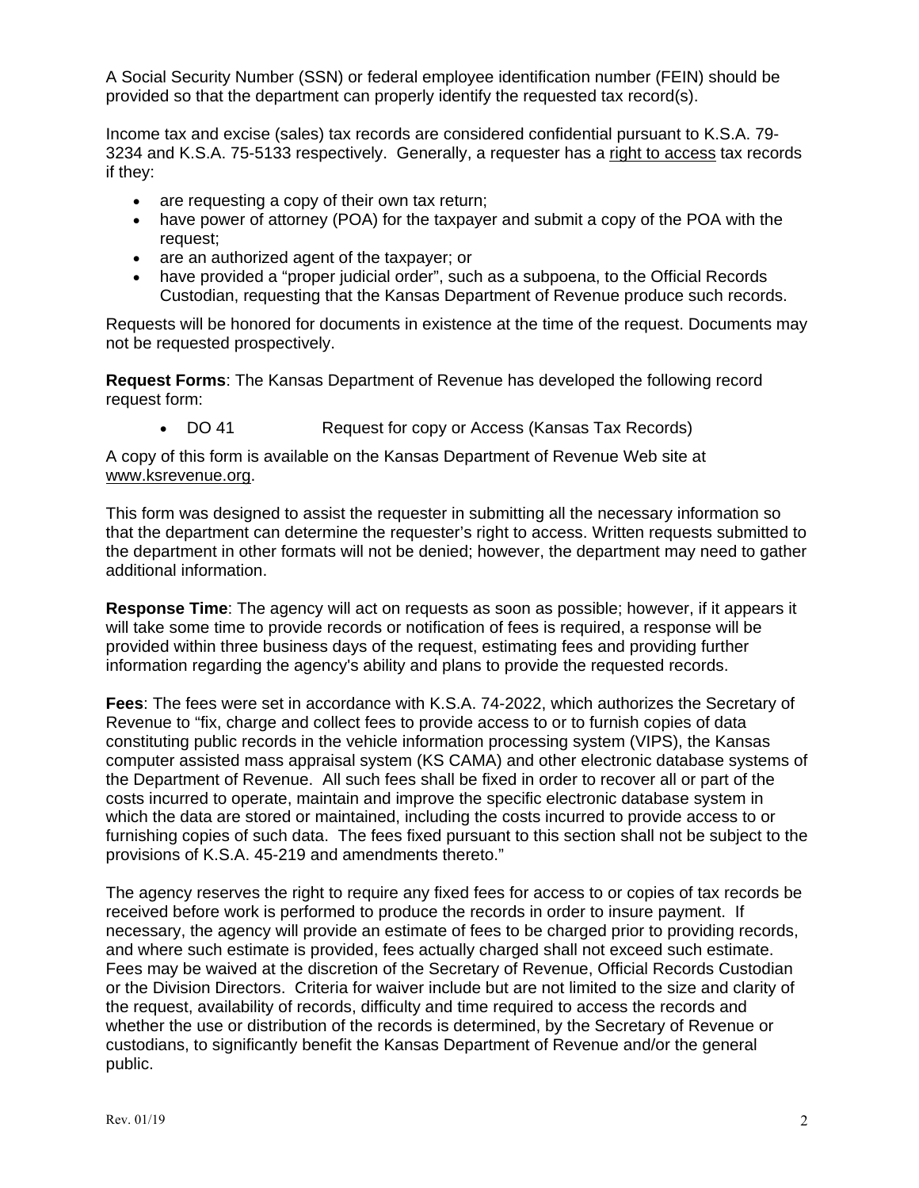A Social Security Number (SSN) or federal employee identification number (FEIN) should be provided so that the department can properly identify the requested tax record(s).

Income tax and excise (sales) tax records are considered confidential pursuant to K.S.A. 79-3234 and K.S.A. 75-5133 respectively. Generally, a requester has a right to access tax records if they:

- are requesting a copy of their own tax return;
- have power of attorney (POA) for the taxpayer and submit a copy of the POA with the request;
- are an authorized agent of the taxpayer; or
- have provided a "proper judicial order", such as a subpoena, to the Official Records Custodian, requesting that the Kansas Department of Revenue produce such records.

Requests will be honored for documents in existence at the time of the request. Documents may not be requested prospectively.

**Request Forms**: The Kansas Department of Revenue has developed the following record request form:

- DO 41 Request for copy or Access (Kansas Tax Records)

A copy of this form is available on the Kansas Department of Revenue Web site at www.ksrevenue.org.

This form was designed to assist the requester in submitting all the necessary information so that the department can determine the requester's right to access. Written requests submitted to the department in other formats will not be denied; however, the department may need to gather additional information.

**Response Time**: The agency will act on requests as soon as possible; however, if it appears it will take some time to provide records or notification of fees is required, a response will be provided within three business days of the request, estimating fees and providing further information regarding the agency's ability and plans to provide the requested records.

**Fees**: The fees were set in accordance with K.S.A. 74-2022, which authorizes the Secretary of Revenue to "fix, charge and collect fees to provide access to or to furnish copies of data constituting public records in the vehicle information processing system (VIPS), the Kansas computer assisted mass appraisal system (KS CAMA) and other electronic database systems of the Department of Revenue. All such fees shall be fixed in order to recover all or part of the costs incurred to operate, maintain and improve the specific electronic database system in which the data are stored or maintained, including the costs incurred to provide access to or furnishing copies of such data. The fees fixed pursuant to this section shall not be subject to the provisions of K.S.A. 45-219 and amendments thereto."

The agency reserves the right to require any fixed fees for access to or copies of tax records be received before work is performed to produce the records in order to insure payment. If necessary, the agency will provide an estimate of fees to be charged prior to providing records, and where such estimate is provided, fees actually charged shall not exceed such estimate. Fees may be waived at the discretion of the Secretary of Revenue, Official Records Custodian or the Division Directors. Criteria for waiver include but are not limited to the size and clarity of the request, availability of records, difficulty and time required to access the records and whether the use or distribution of the records is determined, by the Secretary of Revenue or custodians, to significantly benefit the Kansas Department of Revenue and/or the general public.

Rev. 01/19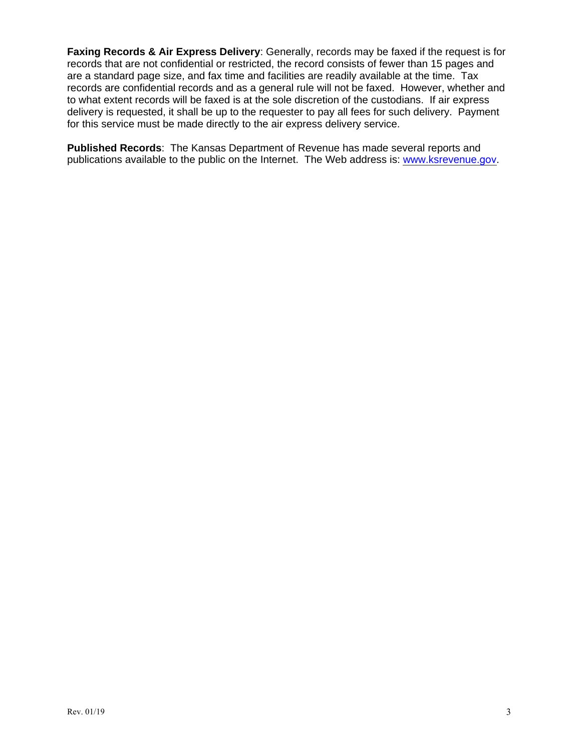**Faxing Records & Air Express Delivery**: Generally, records may be faxed if the request is for records that are not confidential or restricted, the record consists of fewer than 15 pages and are a standard page size, and fax time and facilities are readily available at the time. Tax records are confidential records and as a general rule will not be faxed. However, whether and to what extent records will be faxed is at the sole discretion of the custodians. If air express delivery is requested, it shall be up to the requester to pay all fees for such delivery. Payment for this service must be made directly to the air express delivery service.

**Published Records**: The Kansas Department of Revenue has made several reports and publications available to the public on the Internet. The Web address is: www.ksrevenue.gov.